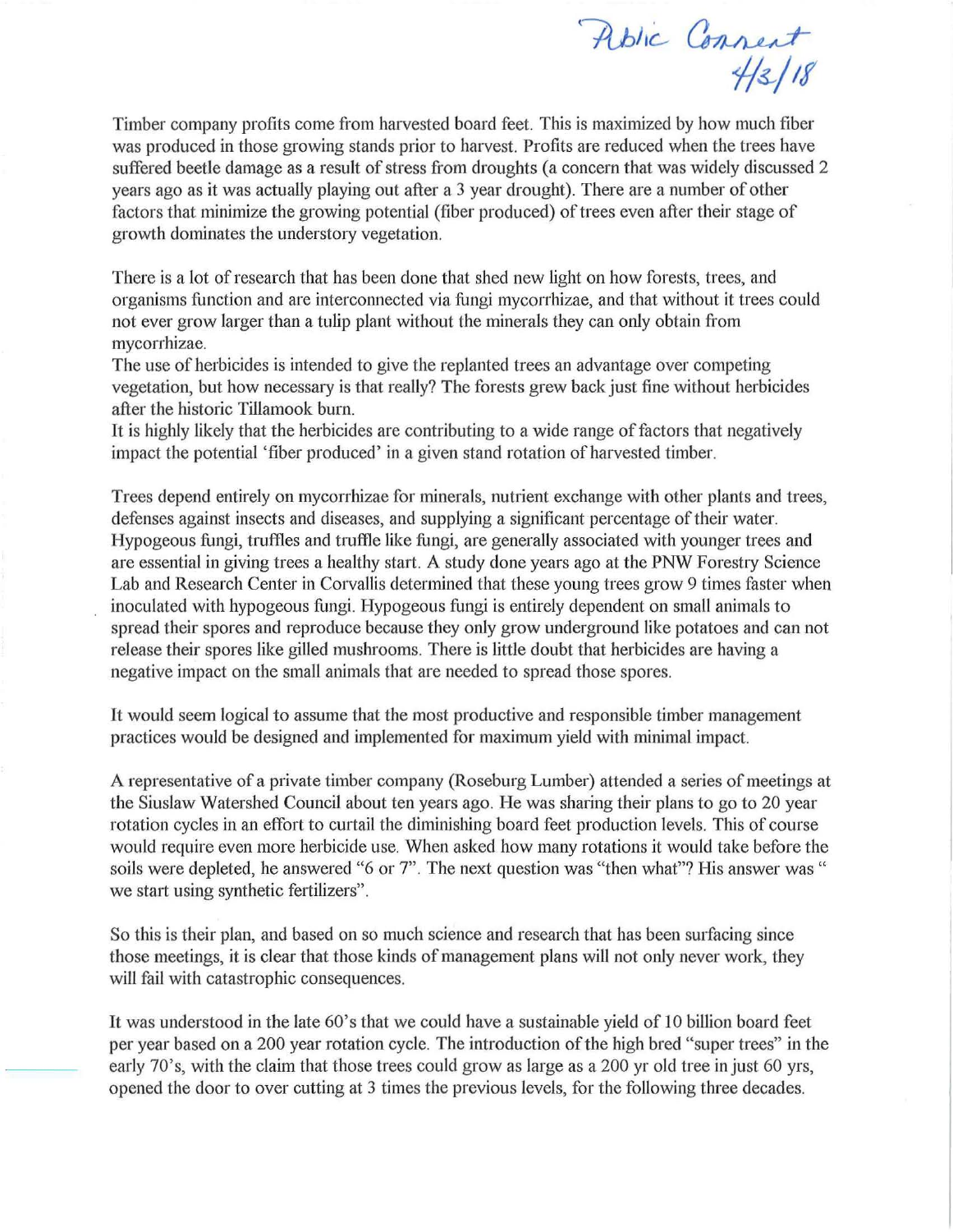Public Comment
4/3/18

Timber company profits come from harvested board feet. This is maximized by how much fiber was produced in those growing stands prior to harvest. Profits are reduced when the trees have suffered beetle damage as a result of stress from droughts (a concern that was widely discussed 2 years ago as it was actually playing out after a 3 year drought). There are a number of other factors that minimize the growing potential (fiber produced) of trees even after their stage of growth dominates the understory vegetation.

There is a lot of research that has been done that shed new light on how forests, trees, and organisms function and are interconnected via fungi mycorrhizae, and that without it trees could not ever grow larger than a tulip plant without the minerals they can only obtain from mycorrhizae.

The use of herbicides is intended to give the replanted trees an advantage over competing vegetation, but how necessary is that really? The forests grew back just fine without herbicides after the historic Tillamook burn.

It is highly likely that the herbicides are contributing to a wide range of factors that negatively impact the potential 'fiber produced' in a given stand rotation of harvested timber.

Trees depend entirely on mycorrhizae for minerals, nutrient exchange with other plants and trees, defenses against insects and diseases, and supplying a significant percentage of their water. Hypogeous fungi, truffles and truffle like fungi, are generally associated with younger trees and are essential in giving trees a healthy start. A study done years ago at the PNW Forestry Science Lab and Research Center in Corvallis determined that these young trees grow 9 times faster when inoculated with hypogeous fungi. Hypogeous fungi is entirely dependent on small animals to spread their spores and reproduce because they only grow underground like potatoes and can not release their spores like gilled mushrooms. There is little doubt that herbicides are having a negative impact on the small animals that are needed to spread those spores.

It would seem logical to assume that the most productive and responsible timber management practices would be designed and implemented for maximum yield with minimal impact.

A representative of a private timber company (Roseburg Lumber) attended a series of meetings at the Siuslaw Watershed Council about ten years ago. He was sharing their plans to go to 20 year rotation cycles in an effort to curtail the diminishing board feet production levels. This of course would require even more herbicide use. When asked how many rotations it would take before the soils were depleted, he answered "6 or 7". The next question was "then what"? His answer was " we start using synthetic fertilizers".

So this is their plan, and based on so much science and research that has been surfacing since those meetings, it is clear that those kinds of management plans will not only never work, they will fail with catastrophic consequences.

It was understood in the late 60's that we could have a sustainable yield of 10 billion board feet per year based on a 200 year rotation cycle. The introduction of the high bred "super trees" in the early 70's, with the claim that those trees could grow as large as a 200 yr old tree in just 60 yrs, opened the door to over cutting at 3 times the previous levels, for the following three decades.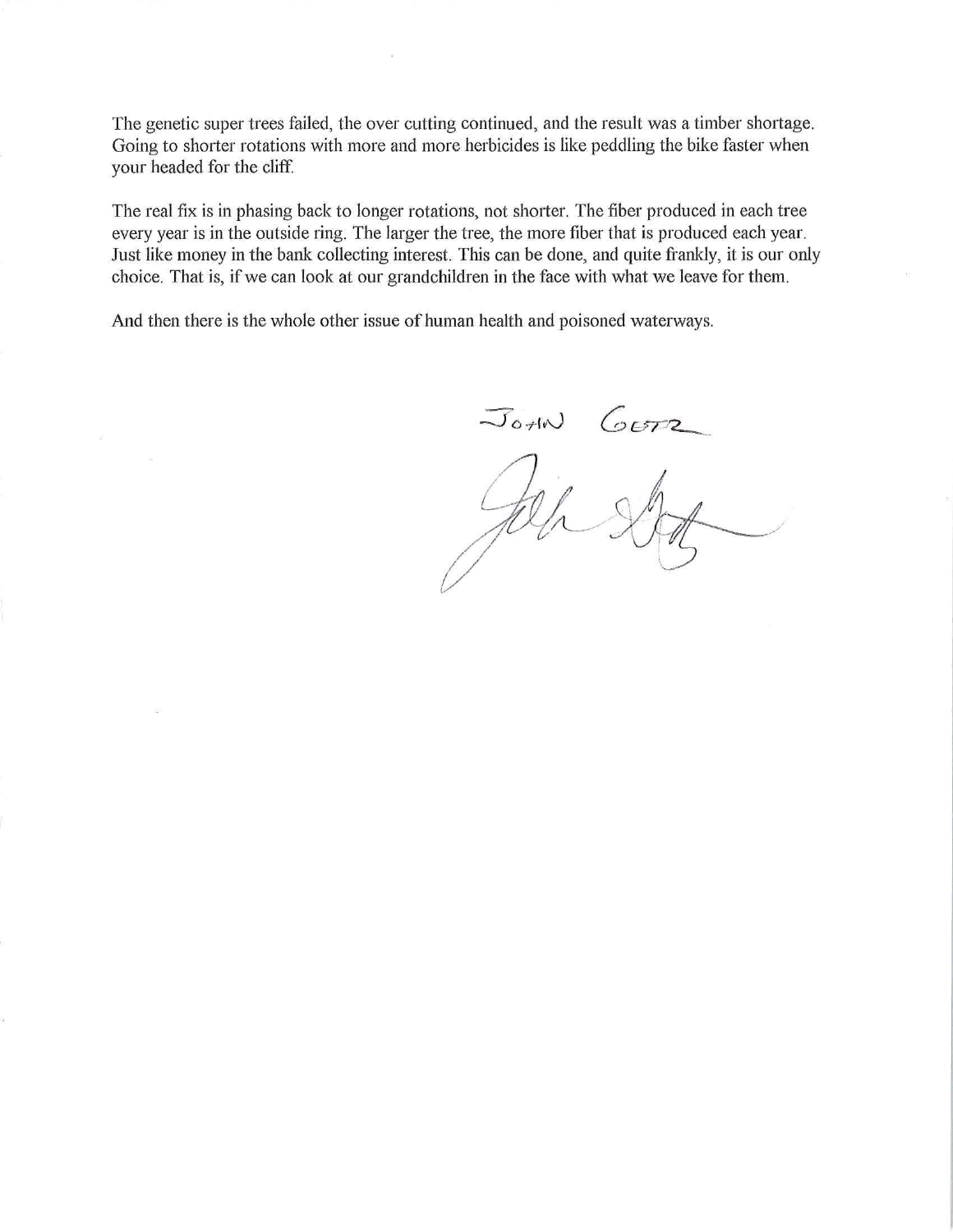The genetic super trees failed, the over cutting continued, and the result was a timber shortage. Going to shorter rotations with more and more herbicides is like peddling the bike faster when your headed for the cliff.

The real fix is in phasing back to longer rotations, not shorter. The fiber produced in each tree every year is in the outside ring. The larger the tree, the more fiber that is produced each year. Just like money in the bank collecting interest. This can be done, and quite frankly, it is our only choice. That is, if we can look at our grandchildren in the face with what we leave for them.

And then there is the whole other issue of human health and poisoned waterways.

JOHN GEETZ